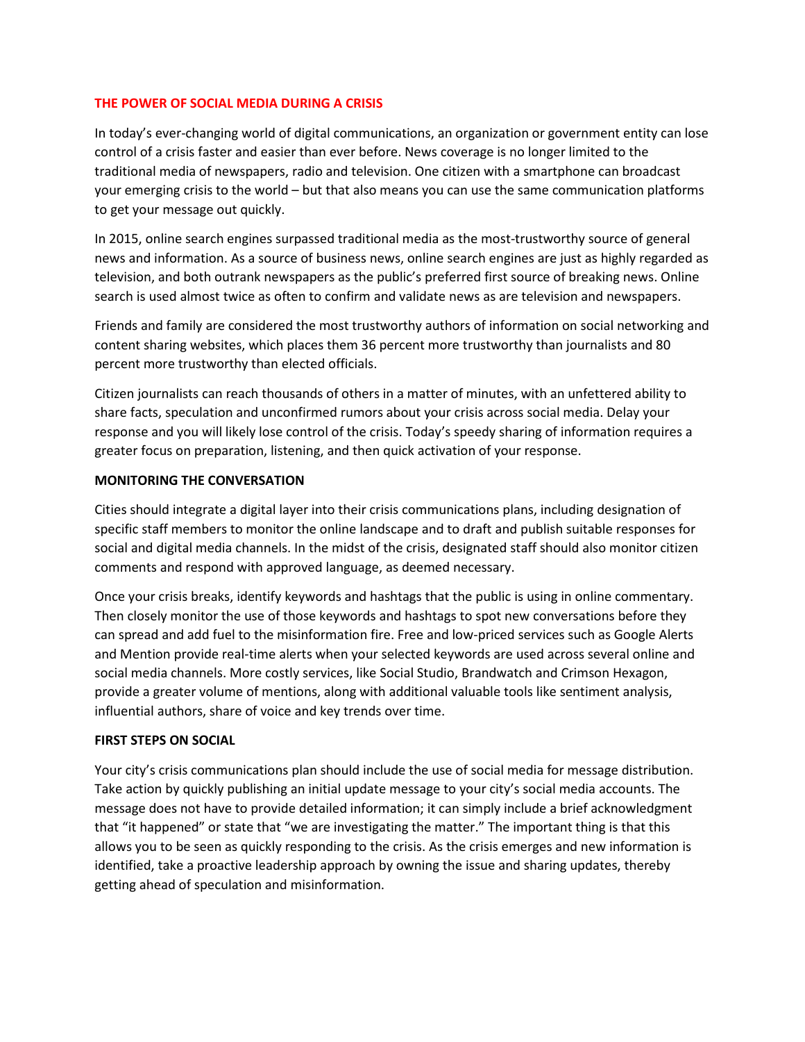## THE POWER OF SOCIAL MEDIA DURING A CRISIS

In today's ever-changing world of digital communications, an organization or government entity can lose control of a crisis faster and easier than ever before. News coverage is no longer limited to the traditional media of newspapers, radio and television. One citizen with a smartphone can broadcast your emerging crisis to the world – but that also means you can use the same communication platforms to get your message out quickly.

In 2015, online search engines surpassed traditional media as the most-trustworthy source of general news and information. As a source of business news, online search engines are just as highly regarded as television, and both outrank newspapers as the public's preferred first source of breaking news. Online search is used almost twice as often to confirm and validate news as are television and newspapers.

Friends and family are considered the most trustworthy authors of information on social networking and content sharing websites, which places them 36 percent more trustworthy than journalists and 80 percent more trustworthy than elected officials.

Citizen journalists can reach thousands of others in a matter of minutes, with an unfettered ability to share facts, speculation and unconfirmed rumors about your crisis across social media. Delay your response and you will likely lose control of the crisis. Today's speedy sharing of information requires a greater focus on preparation, listening, and then quick activation of your response.

### MONITORING THE CONVERSATION

Cities should integrate a digital layer into their crisis communications plans, including designation of specific staff members to monitor the online landscape and to draft and publish suitable responses for social and digital media channels. In the midst of the crisis, designated staff should also monitor citizen comments and respond with approved language, as deemed necessary.

Once your crisis breaks, identify keywords and hashtags that the public is using in online commentary. Then closely monitor the use of those keywords and hashtags to spot new conversations before they can spread and add fuel to the misinformation fire. Free and low-priced services such as Google Alerts and Mention provide real-time alerts when your selected keywords are used across several online and social media channels. More costly services, like Social Studio, Brandwatch and Crimson Hexagon, provide a greater volume of mentions, along with additional valuable tools like sentiment analysis, influential authors, share of voice and key trends over time.

### FIRST STEPS ON SOCIAL

Your city's crisis communications plan should include the use of social media for message distribution. Take action by quickly publishing an initial update message to your city's social media accounts. The message does not have to provide detailed information; it can simply include a brief acknowledgment that "it happened" or state that "we are investigating the matter." The important thing is that this allows you to be seen as quickly responding to the crisis. As the crisis emerges and new information is identified, take a proactive leadership approach by owning the issue and sharing updates, thereby getting ahead of speculation and misinformation.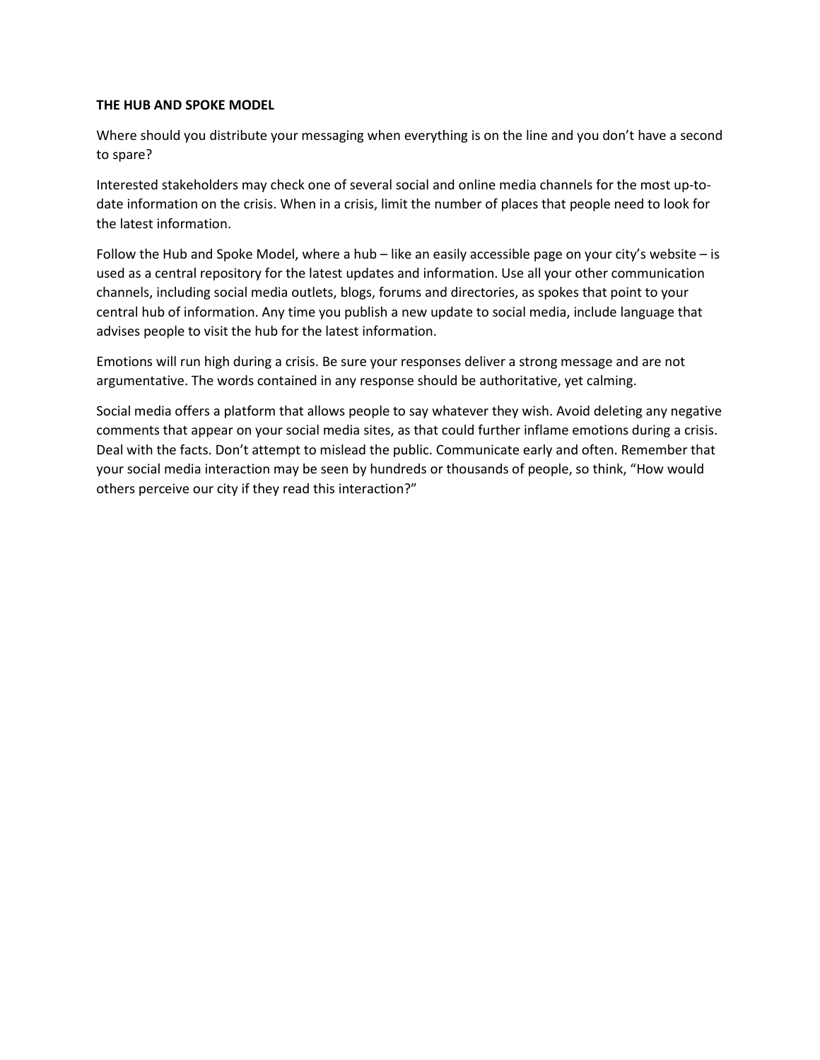**THE HUB AND SPOKE MODEL**

Where should you distribute your messaging when everything is on the line and you don't have a second to spare?

Interested stakeholders may check one of several social and online media channels for the most up-to-date information on the crisis. When in a crisis, limit the number of places that people need to look for the latest information.

Follow the Hub and Spoke Model, where a hub – like an easily accessible page on your city's website – is used as a central repository for the latest updates and information. Use all your other communication channels, including social media outlets, blogs, forums and directories, as spokes that point to your central hub of information. Any time you publish a new update to social media, include language that advises people to visit the hub for the latest information.

Emotions will run high during a crisis. Be sure your responses deliver a strong message and are not argumentative. The words contained in any response should be authoritative, yet calming.

Social media offers a platform that allows people to say whatever they wish. Avoid deleting any negative comments that appear on your social media sites, as that could further inflame emotions during a crisis. Deal with the facts. Don't attempt to mislead the public. Communicate early and often. Remember that your social media interaction may be seen by hundreds or thousands of people, so think, "How would others perceive our city if they read this interaction?"